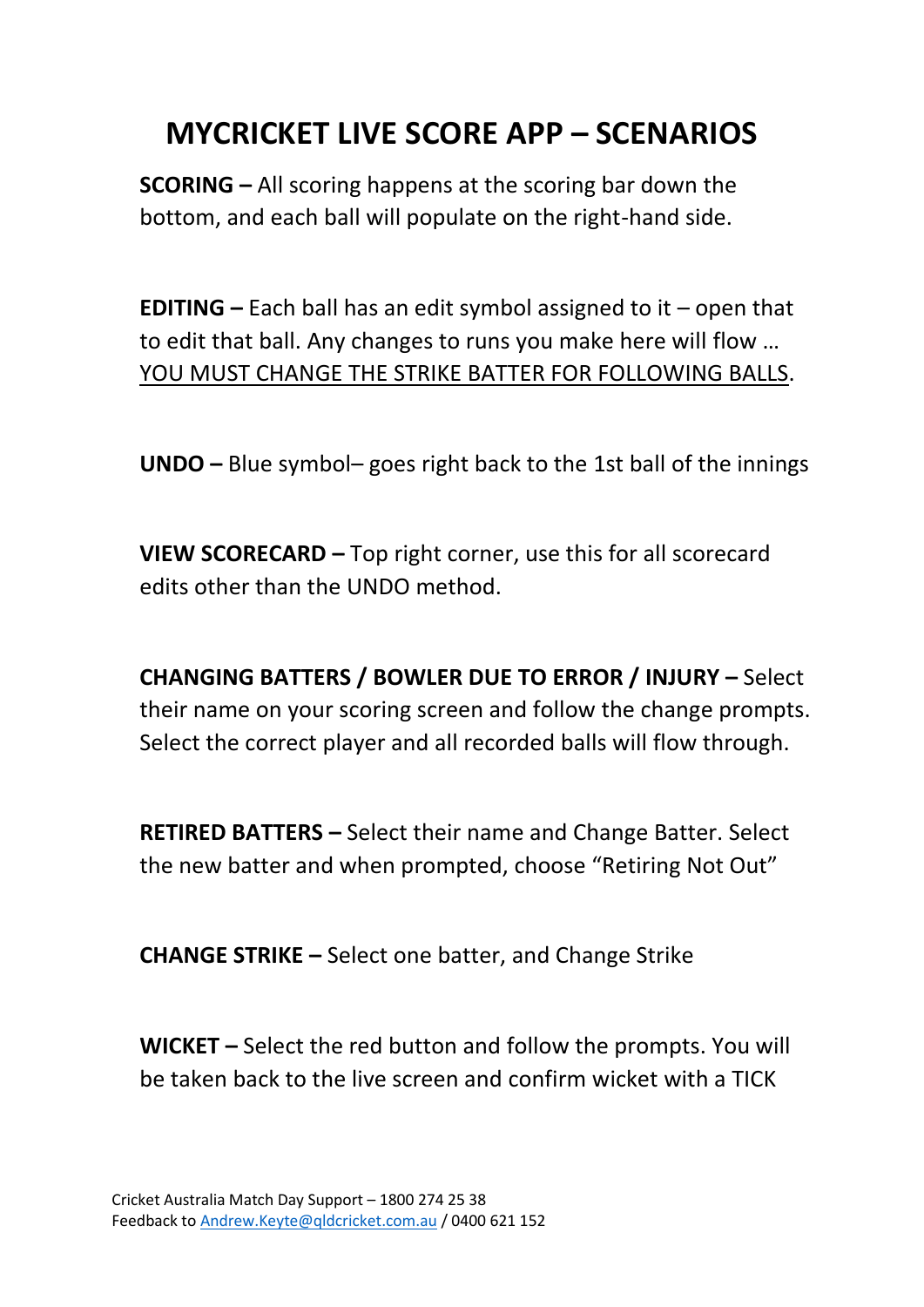# MYCRICKET LIVE SCORE APP – SCENARIOS

**SCORING –** All scoring happens at the scoring bar down the bottom, and each ball will populate on the right-hand side.

**EDITING –** Each ball has an edit symbol assigned to it – open that to edit that ball. Any changes to runs you make here will flow … <u>YOU MUST CHANGE THE STRIKE BATTER FOR FOLLOWING BALLS</u>.

**UNDO –** Blue symbol– goes right back to the 1st ball of the innings

**VIEW SCORECARD –** Top right corner, use this for all scorecard edits other than the UNDO method.

**CHANGING BATTERS / BOWLER DUE TO ERROR / INJURY –** Select their name on your scoring screen and follow the change prompts. Select the correct player and all recorded balls will flow through.

**RETIRED BATTERS –** Select their name and Change Batter. Select the new batter and when prompted, choose "Retiring Not Out"

**CHANGE STRIKE –** Select one batter, and Change Strike

**WICKET –** Select the red button and follow the prompts. You will be taken back to the live screen and confirm wicket with a TICK

Cricket Australia Match Day Support – 1800 274 25 38
Feedback to [Andrew.Keyte@qldcricket.com.au](mailto:Andrew.Keyte@qldcricket.com.au) / 0400 621 152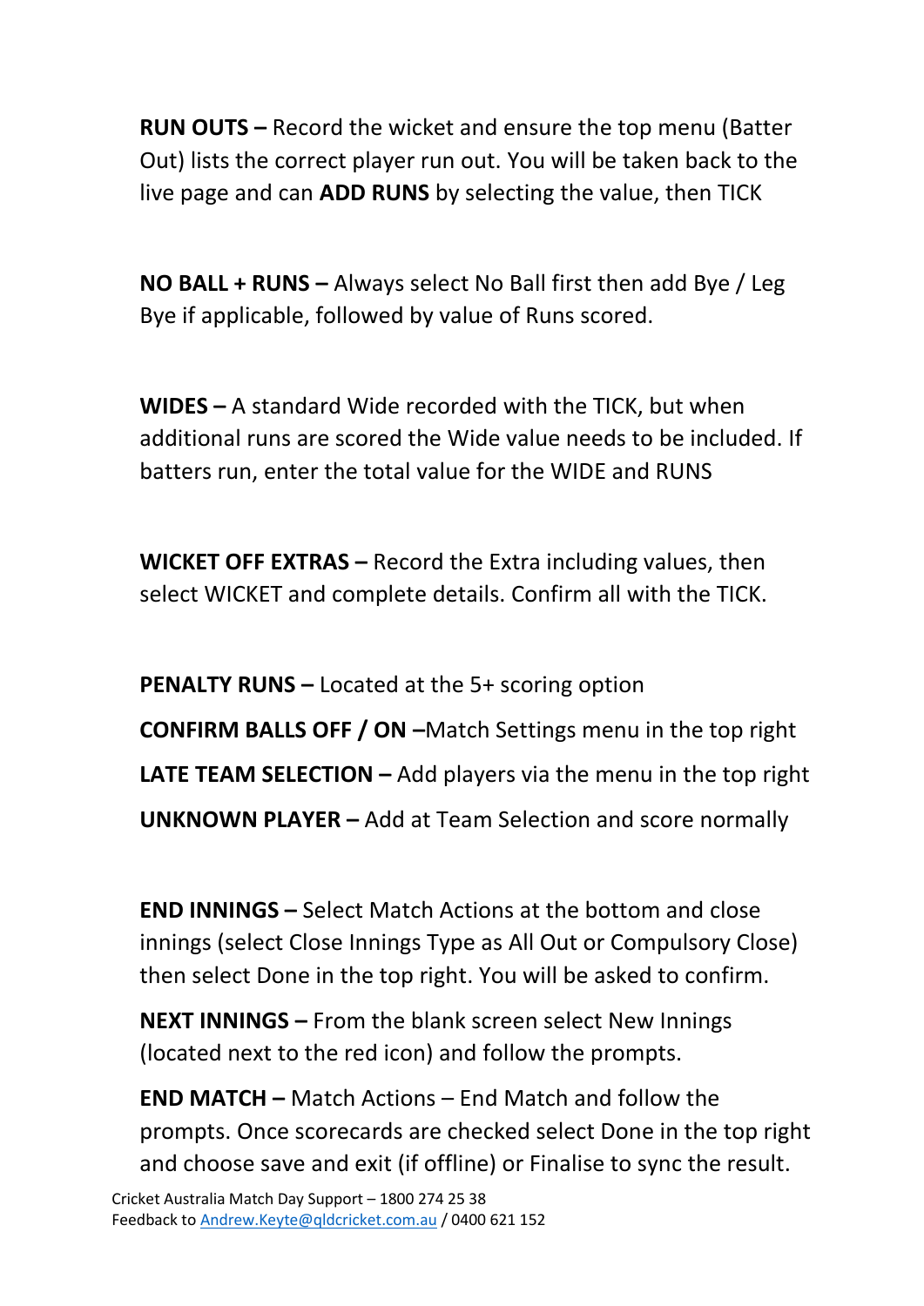**RUN OUTS –** Record the wicket and ensure the top menu (Batter Out) lists the correct player run out. You will be taken back to the live page and can **ADD RUNS** by selecting the value, then TICK

**NO BALL + RUNS –** Always select No Ball first then add Bye / Leg Bye if applicable, followed by value of Runs scored.

**WIDES –** A standard Wide recorded with the TICK, but when additional runs are scored the Wide value needs to be included. If batters run, enter the total value for the WIDE and RUNS

**WICKET OFF EXTRAS –** Record the Extra including values, then select WICKET and complete details. Confirm all with the TICK.

**PENALTY RUNS –** Located at the 5+ scoring option

**CONFIRM BALLS OFF / ON –**Match Settings menu in the top right

**LATE TEAM SELECTION –** Add players via the menu in the top right

**UNKNOWN PLAYER –** Add at Team Selection and score normally

**END INNINGS –** Select Match Actions at the bottom and close innings (select Close Innings Type as All Out or Compulsory Close) then select Done in the top right. You will be asked to confirm.

**NEXT INNINGS –** From the blank screen select New Innings (located next to the red icon) and follow the prompts.

**END MATCH –** Match Actions – End Match and follow the prompts. Once scorecards are checked select Done in the top right and choose save and exit (if offline) or Finalise to sync the result.

Cricket Australia Match Day Support – 1800 274 25 38
Feedback to Andrew.Keyte@qldcricket.com.au / 0400 621 152